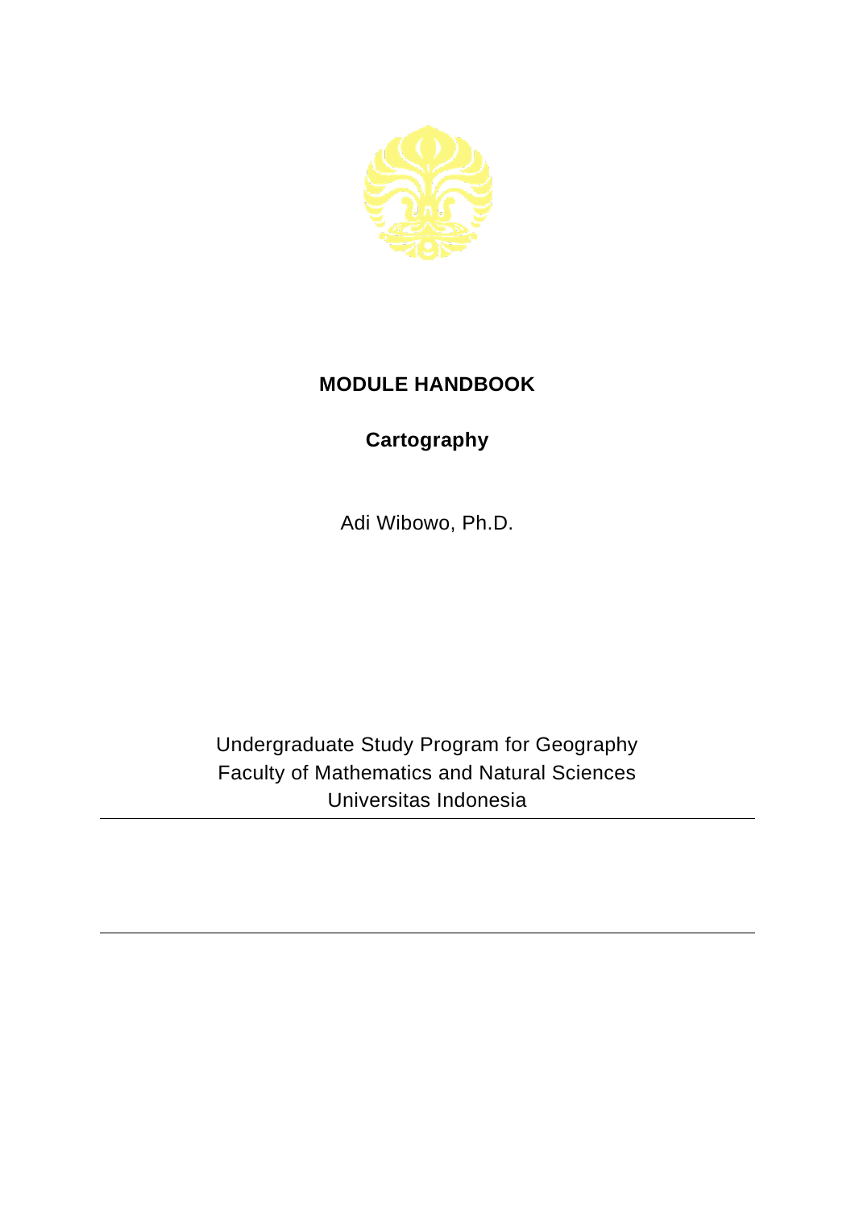# MODULE HANDBOOK

## Cartography

Adi Wibowo, Ph.D.

Undergraduate Study Program for Geography
Faculty of Mathematics and Natural Sciences
Universitas Indonesia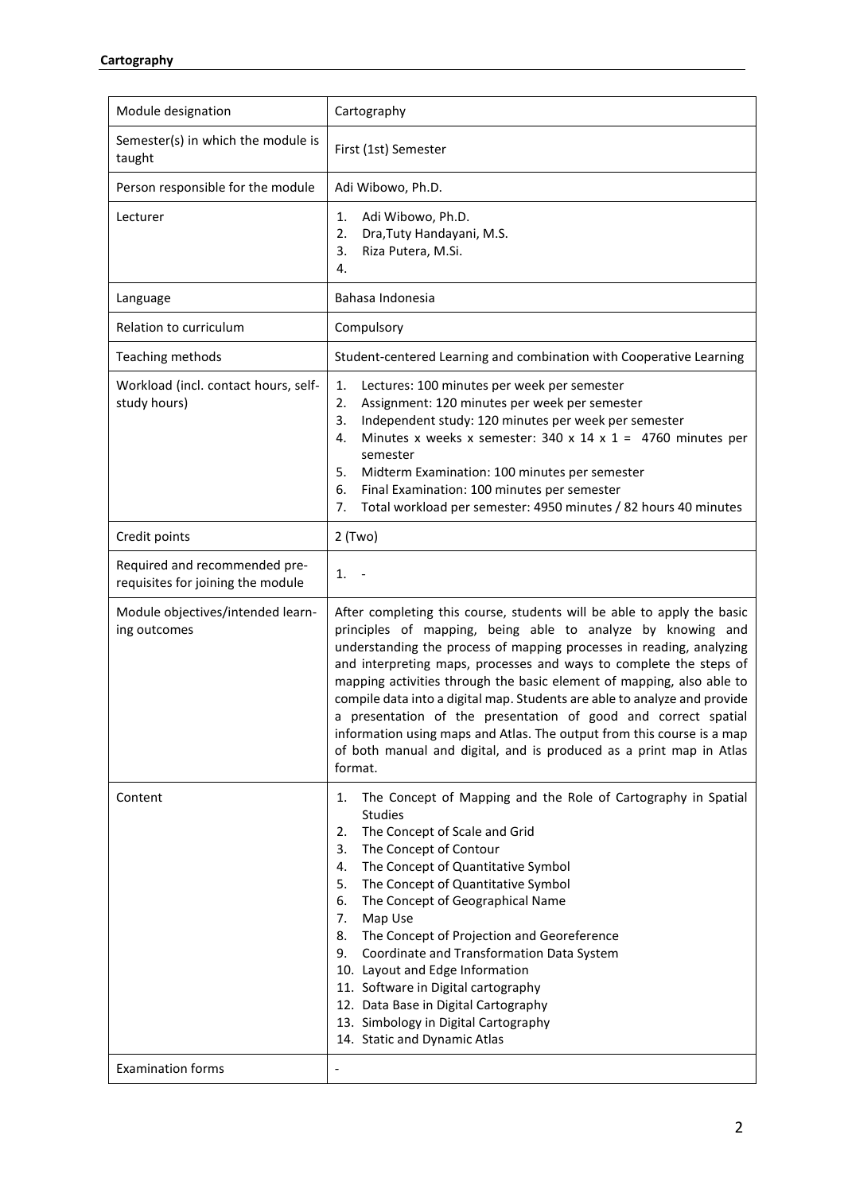**Cartography**

| Module designation | Cartography |
|---|---|
| Semester(s) in which the module is taught | First (1st) Semester |
| Person responsible for the module | Adi Wibowo, Ph.D. |
| Lecturer | 1. Adi Wibowo, Ph.D.<br>2. Dra,Tuty Handayani, M.S.<br>3. Riza Putera, M.Si.<br>4. |
| Language | Bahasa Indonesia |
| Relation to curriculum | Compulsory |
| Teaching methods | Student-centered Learning and combination with Cooperative Learning |
| Workload (incl. contact hours, self-study hours) | 1. Lectures: 100 minutes per week per semester<br>2. Assignment: 120 minutes per week per semester<br>3. Independent study: 120 minutes per week per semester<br>4. Minutes x weeks x semester: 340 x 14 x 1 = 4760 minutes per semester<br>5. Midterm Examination: 100 minutes per semester<br>6. Final Examination: 100 minutes per semester<br>7. Total workload per semester: 4950 minutes / 82 hours 40 minutes |
| Credit points | 2 (Two) |
| Required and recommended pre-requisites for joining the module | 1. - |
| Module objectives/intended learning outcomes | After completing this course, students will be able to apply the basic principles of mapping, being able to analyze by knowing and understanding the process of mapping processes in reading, analyzing and interpreting maps, processes and ways to complete the steps of mapping activities through the basic element of mapping, also able to compile data into a digital map. Students are able to analyze and provide a presentation of the presentation of good and correct spatial information using maps and Atlas. The output from this course is a map of both manual and digital, and is produced as a print map in Atlas format. |
| Content | 1. The Concept of Mapping and the Role of Cartography in Spatial Studies<br>2. The Concept of Scale and Grid<br>3. The Concept of Contour<br>4. The Concept of Quantitative Symbol<br>5. The Concept of Quantitative Symbol<br>6. The Concept of Geographical Name<br>7. Map Use<br>8. The Concept of Projection and Georeference<br>9. Coordinate and Transformation Data System<br>10. Layout and Edge Information<br>11. Software in Digital cartography<br>12. Data Base in Digital Cartography<br>13. Simbology in Digital Cartography<br>14. Static and Dynamic Atlas |
| Examination forms | - |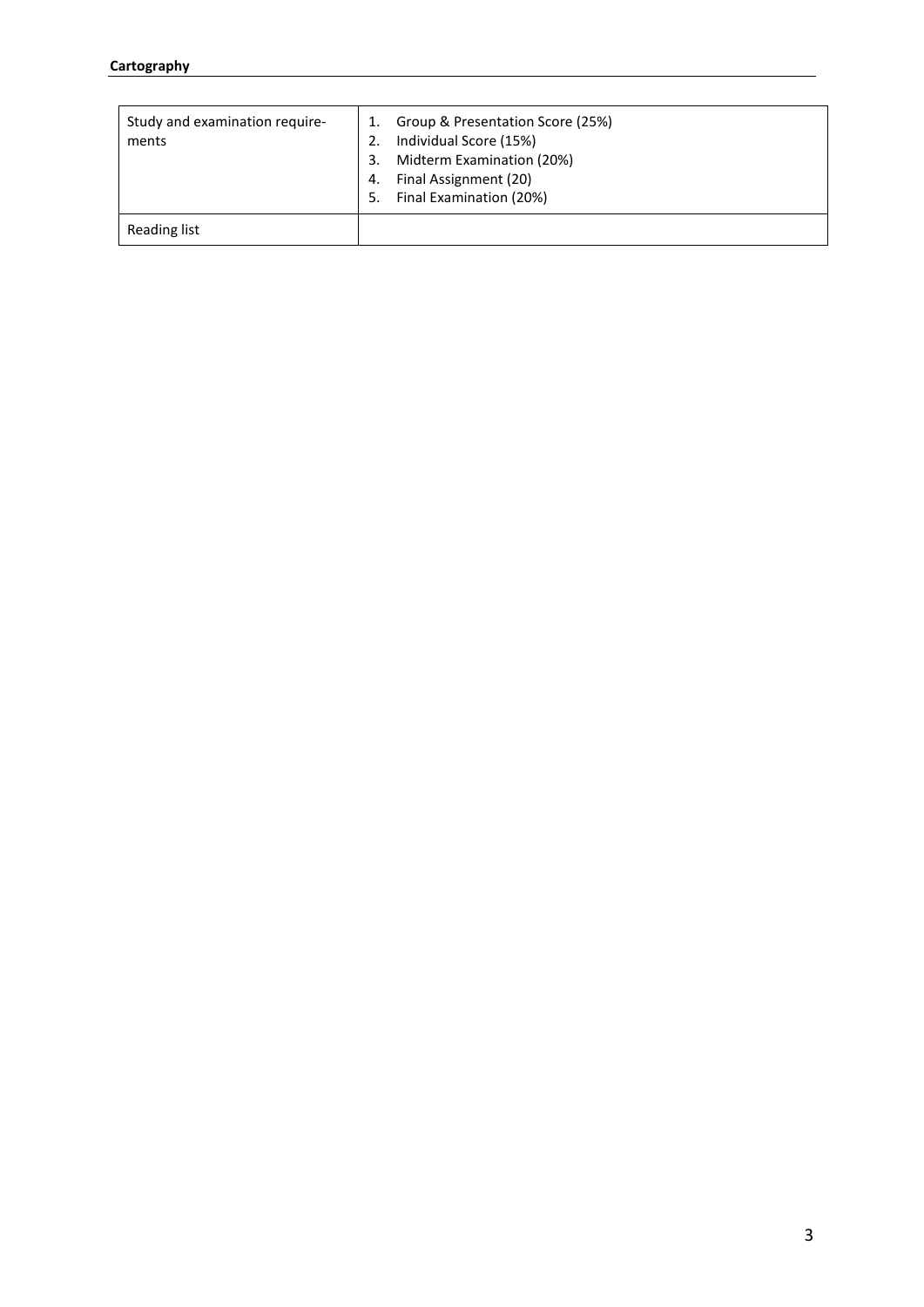| | |
|---|---|
| Study and examination requirements | 1. Group & Presentation Score (25%)<br>2. Individual Score (15%)<br>3. Midterm Examination (20%)<br>4. Final Assignment (20)<br>5. Final Examination (20%) |
| Reading list | |